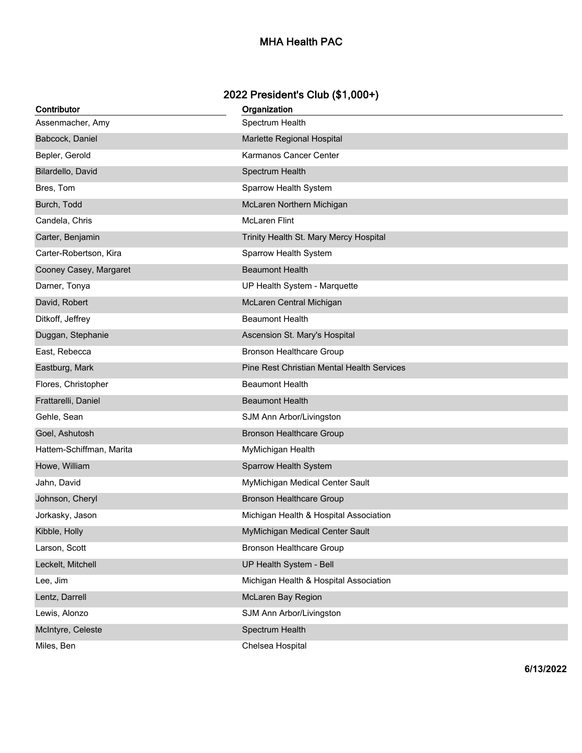# MHA Health PAC

## 2022 President's Club ($1,000+)

| Contributor | Organization |
|---|---|
| Assenmacher, Amy | Spectrum Health |
| Babcock, Daniel | Marlette Regional Hospital |
| Bepler, Gerold | Karmanos Cancer Center |
| Bilardello, David | Spectrum Health |
| Bres, Tom | Sparrow Health System |
| Burch, Todd | McLaren Northern Michigan |
| Candela, Chris | McLaren Flint |
| Carter, Benjamin | Trinity Health St. Mary Mercy Hospital |
| Carter-Robertson, Kira | Sparrow Health System |
| Cooney Casey, Margaret | Beaumont Health |
| Darner, Tonya | UP Health System - Marquette |
| David, Robert | McLaren Central Michigan |
| Ditkoff, Jeffrey | Beaumont Health |
| Duggan, Stephanie | Ascension St. Mary's Hospital |
| East, Rebecca | Bronson Healthcare Group |
| Eastburg, Mark | Pine Rest Christian Mental Health Services |
| Flores, Christopher | Beaumont Health |
| Frattarelli, Daniel | Beaumont Health |
| Gehle, Sean | SJM Ann Arbor/Livingston |
| Goel, Ashutosh | Bronson Healthcare Group |
| Hattem-Schiffman, Marita | MyMichigan Health |
| Howe, William | Sparrow Health System |
| Jahn, David | MyMichigan Medical Center Sault |
| Johnson, Cheryl | Bronson Healthcare Group |
| Jorkasky, Jason | Michigan Health & Hospital Association |
| Kibble, Holly | MyMichigan Medical Center Sault |
| Larson, Scott | Bronson Healthcare Group |
| Leckelt, Mitchell | UP Health System - Bell |
| Lee, Jim | Michigan Health & Hospital Association |
| Lentz, Darrell | McLaren Bay Region |
| Lewis, Alonzo | SJM Ann Arbor/Livingston |
| McIntyre, Celeste | Spectrum Health |
| Miles, Ben | Chelsea Hospital |

**6/13/2022**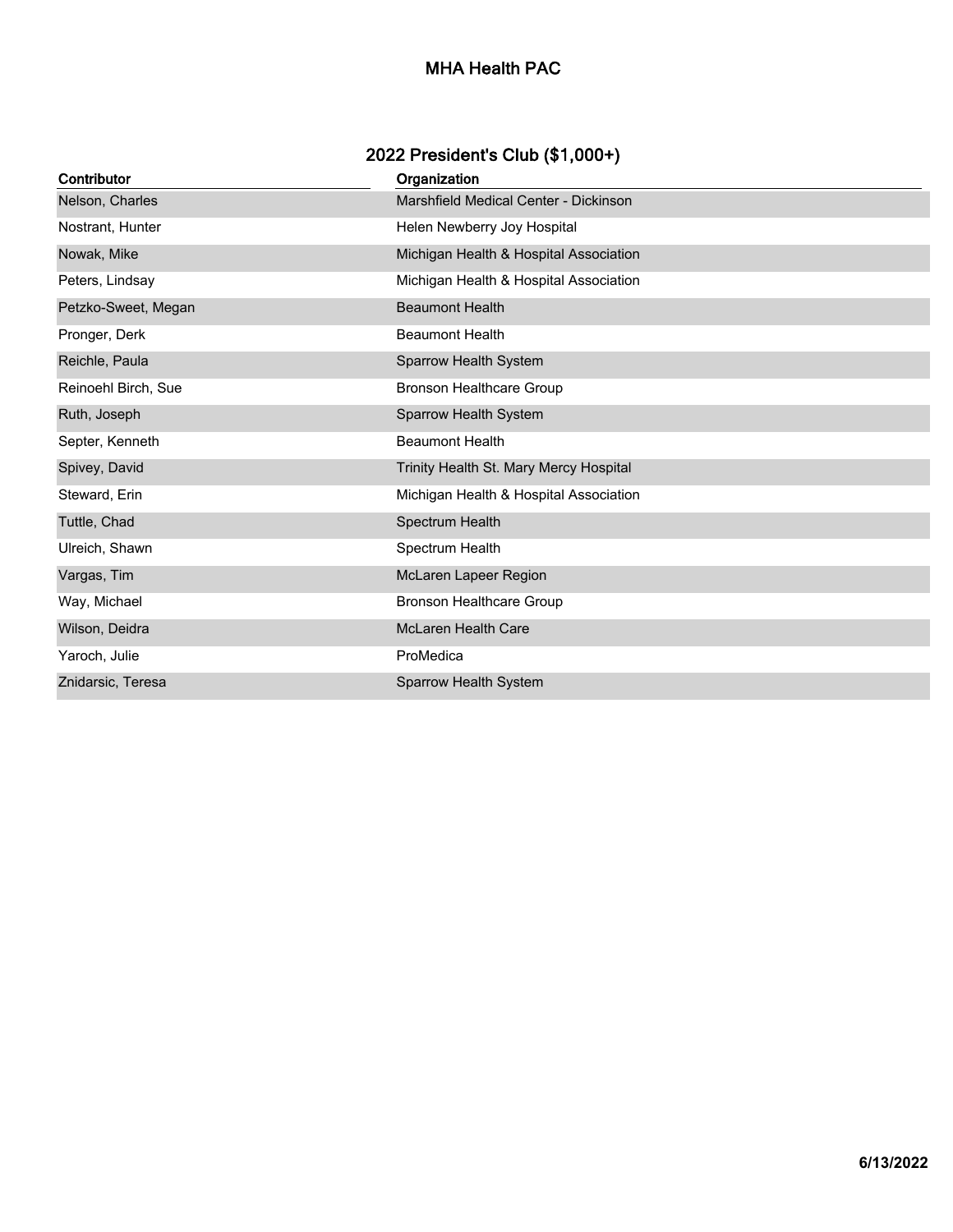# MHA Health PAC

## 2022 President's Club ($1,000+)

| Contributor | Organization |
| --- | --- |
| Nelson, Charles | Marshfield Medical Center - Dickinson |
| Nostrant, Hunter | Helen Newberry Joy Hospital |
| Nowak, Mike | Michigan Health & Hospital Association |
| Peters, Lindsay | Michigan Health & Hospital Association |
| Petzko-Sweet, Megan | Beaumont Health |
| Pronger, Derk | Beaumont Health |
| Reichle, Paula | Sparrow Health System |
| Reinoehl Birch, Sue | Bronson Healthcare Group |
| Ruth, Joseph | Sparrow Health System |
| Septer, Kenneth | Beaumont Health |
| Spivey, David | Trinity Health St. Mary Mercy Hospital |
| Steward, Erin | Michigan Health & Hospital Association |
| Tuttle, Chad | Spectrum Health |
| Ulreich, Shawn | Spectrum Health |
| Vargas, Tim | McLaren Lapeer Region |
| Way, Michael | Bronson Healthcare Group |
| Wilson, Deidra | McLaren Health Care |
| Yaroch, Julie | ProMedica |
| Znidarsic, Teresa | Sparrow Health System |

6/13/2022